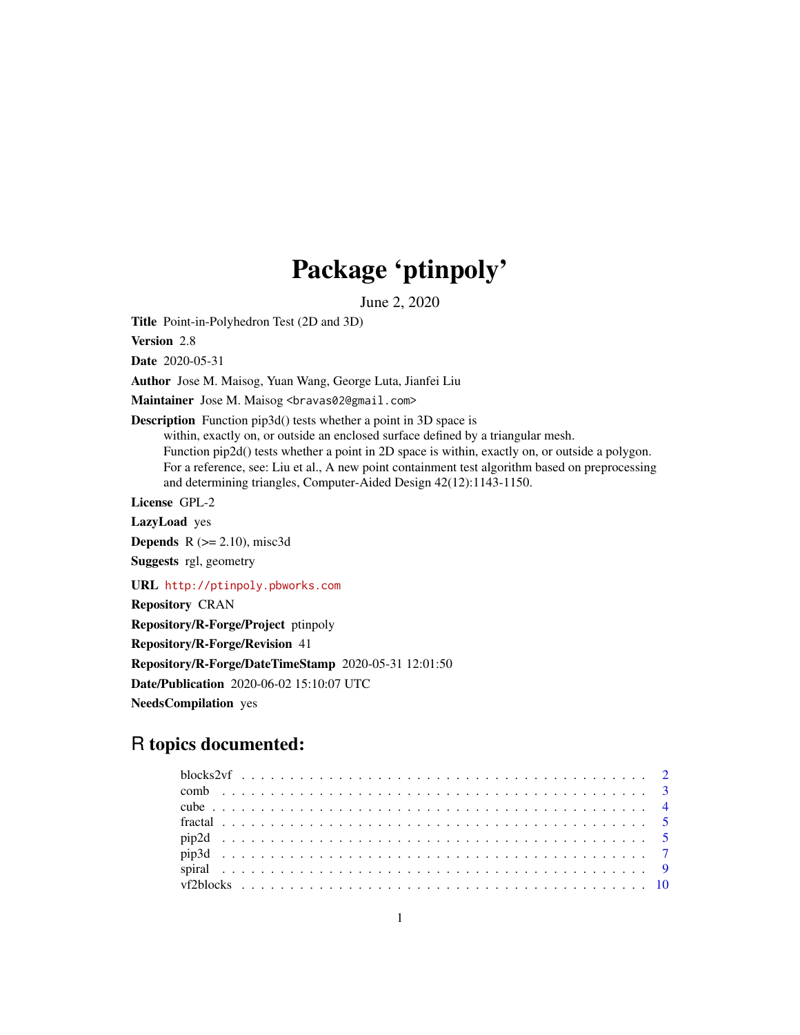# Package 'ptinpoly'

June 2, 2020

**Title** Point-in-Polyhedron Test (2D and 3D)

**Version** 2.8

**Date** 2020-05-31

**Author** Jose M. Maisog, Yuan Wang, George Luta, Jianfei Liu

**Maintainer** Jose M. Maisog <bravas02@gmail.com>

**Description** Function pip3d() tests whether a point in 3D space is within, exactly on, or outside an enclosed surface defined by a triangular mesh. Function pip2d() tests whether a point in 2D space is within, exactly on, or outside a polygon. For a reference, see: Liu et al., A new point containment test algorithm based on preprocessing and determining triangles, Computer-Aided Design 42(12):1143-1150.

**License** GPL-2

**LazyLoad** yes

**Depends** R (>= 2.10), misc3d

**Suggests** rgl, geometry

**URL** http://ptinpoly.pbworks.com

**Repository** CRAN

**Repository/R-Forge/Project** ptinpoly

**Repository/R-Forge/Revision** 41

**Repository/R-Forge/DateTimeStamp** 2020-05-31 12:01:50

**Date/Publication** 2020-06-02 15:10:07 UTC

**NeedsCompilation** yes

## R topics documented:

- blocks2vf . . . . . . . . . . 2
- comb . . . . . . . . . . 3
- cube . . . . . . . . . . 4
- fractal . . . . . . . . . . 5
- pip2d . . . . . . . . . . 5
- pip3d . . . . . . . . . . 7
- spiral . . . . . . . . . . 9
- vf2blocks . . . . . . . . . . 10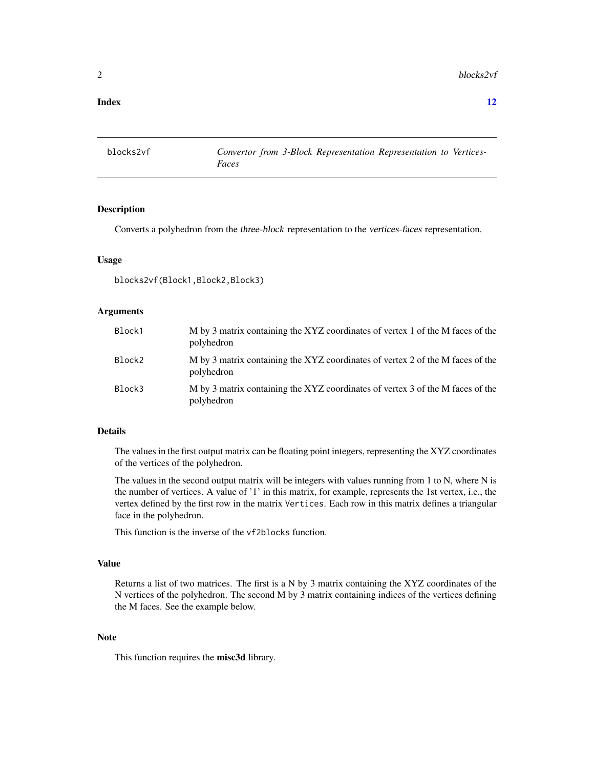**Index** **12**

---

blocks2vf — *Convertor from 3-Block Representation Representation to Vertices-Faces*

---

## Description

Converts a polyhedron from the *three-block* representation to the *vertices-faces* representation.

## Usage

```
blocks2vf(Block1,Block2,Block3)
```

## Arguments

| | |
|---|---|
| `Block1` | M by 3 matrix containing the XYZ coordinates of vertex 1 of the M faces of the polyhedron |
| `Block2` | M by 3 matrix containing the XYZ coordinates of vertex 2 of the M faces of the polyhedron |
| `Block3` | M by 3 matrix containing the XYZ coordinates of vertex 3 of the M faces of the polyhedron |

## Details

The values in the first output matrix can be floating point integers, representing the XYZ coordinates of the vertices of the polyhedron.

The values in the second output matrix will be integers with values running from 1 to N, where N is the number of vertices. A value of '1' in this matrix, for example, represents the 1st vertex, i.e., the vertex defined by the first row in the matrix `Vertices`. Each row in this matrix defines a triangular face in the polyhedron.

This function is the inverse of the `vf2blocks` function.

## Value

Returns a list of two matrices. The first is a N by 3 matrix containing the XYZ coordinates of the N vertices of the polyhedron. The second M by 3 matrix containing indices of the vertices defining the M faces. See the example below.

## Note

This function requires the **misc3d** library.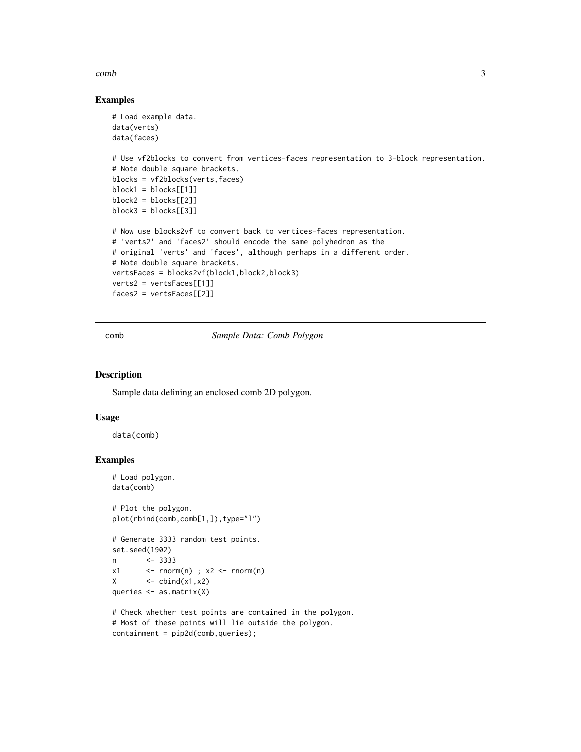## Examples

```
# Load example data.
data(verts)
data(faces)

# Use vf2blocks to convert from vertices-faces representation to 3-block representation.
# Note double square brackets.
blocks = vf2blocks(verts,faces)
block1 = blocks[[1]]
block2 = blocks[[2]]
block3 = blocks[[3]]

# Now use blocks2vf to convert back to vertices-faces representation.
# 'verts2' and 'faces2' should encode the same polyhedron as the
# original 'verts' and 'faces', although perhaps in a different order.
# Note double square brackets.
vertsFaces = blocks2vf(block1,block2,block3)
verts2 = vertsFaces[[1]]
faces2 = vertsFaces[[2]]
```

---

# comb *Sample Data: Comb Polygon*

---

## Description

Sample data defining an enclosed comb 2D polygon.

## Usage

```
data(comb)
```

## Examples

```
# Load polygon.
data(comb)

# Plot the polygon.
plot(rbind(comb,comb[1,]),type="l")

# Generate 3333 random test points.
set.seed(1902)
n       <- 3333
x1      <- rnorm(n) ; x2 <- rnorm(n)
X       <- cbind(x1,x2)
queries <- as.matrix(X)

# Check whether test points are contained in the polygon.
# Most of these points will lie outside the polygon.
containment = pip2d(comb,queries);
```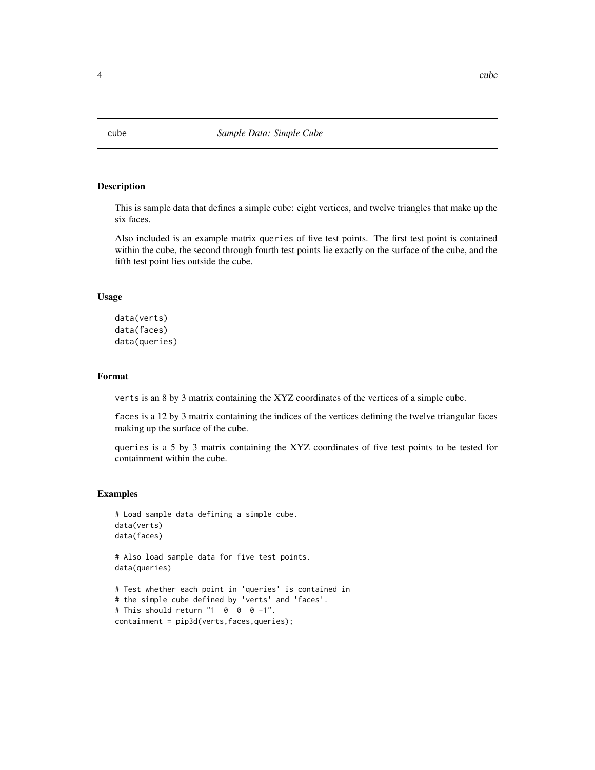# cube — *Sample Data: Simple Cube*

## Description

This is sample data that defines a simple cube: eight vertices, and twelve triangles that make up the six faces.

Also included is an example matrix `queries` of five test points. The first test point is contained within the cube, the second through fourth test points lie exactly on the surface of the cube, and the fifth test point lies outside the cube.

## Usage

```
data(verts)
data(faces)
data(queries)
```

## Format

`verts` is an 8 by 3 matrix containing the XYZ coordinates of the vertices of a simple cube.

`faces` is a 12 by 3 matrix containing the indices of the vertices defining the twelve triangular faces making up the surface of the cube.

`queries` is a 5 by 3 matrix containing the XYZ coordinates of five test points to be tested for containment within the cube.

## Examples

```
# Load sample data defining a simple cube.
data(verts)
data(faces)

# Also load sample data for five test points.
data(queries)

# Test whether each point in 'queries' is contained in
# the simple cube defined by 'verts' and 'faces'.
# This should return "1  0  0  0 -1".
containment = pip3d(verts,faces,queries);
```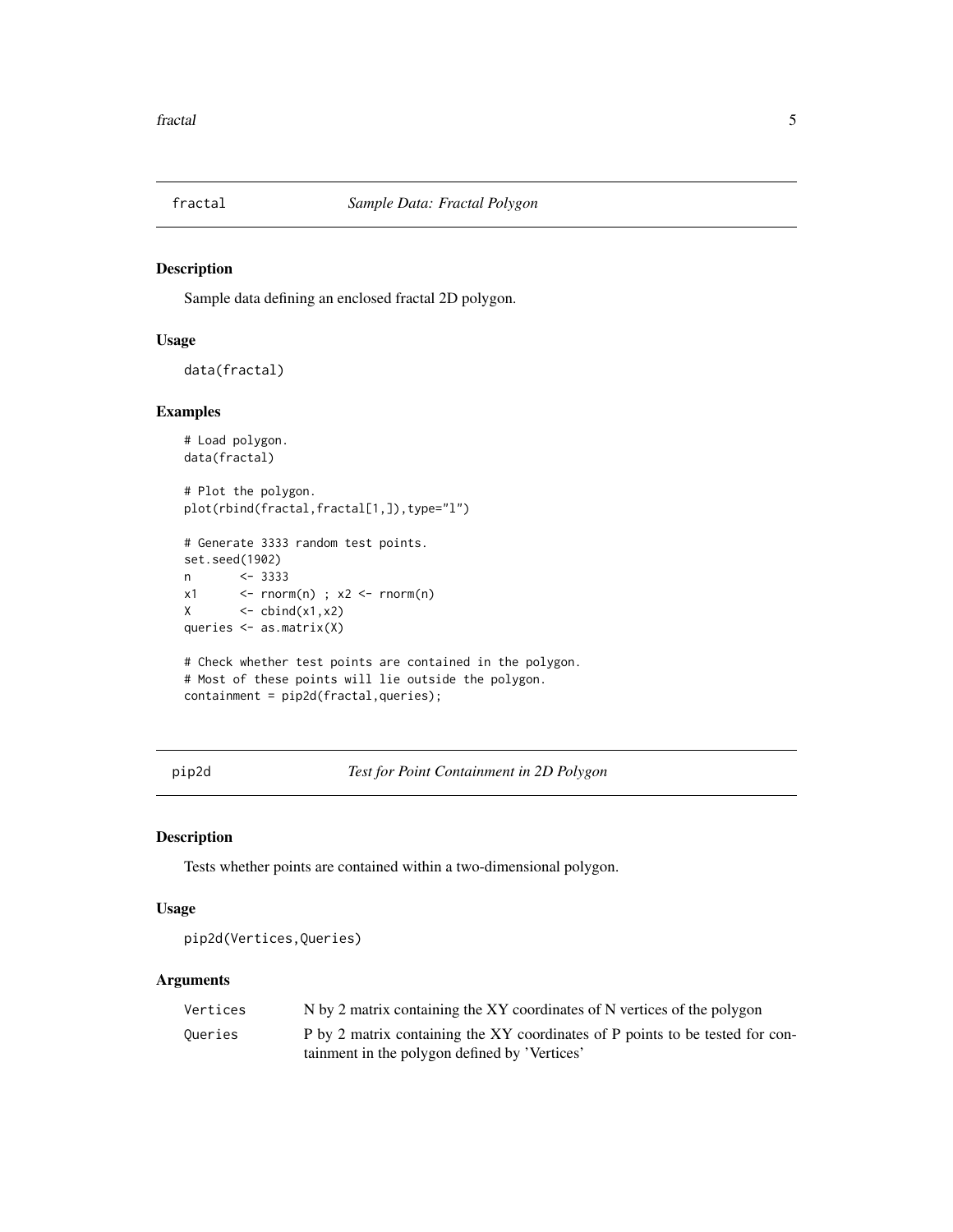## fractal — *Sample Data: Fractal Polygon*

### Description

Sample data defining an enclosed fractal 2D polygon.

### Usage

```
data(fractal)
```

### Examples

```
# Load polygon.
data(fractal)

# Plot the polygon.
plot(rbind(fractal,fractal[1,]),type="l")

# Generate 3333 random test points.
set.seed(1902)
n       <- 3333
x1      <- rnorm(n) ; x2 <- rnorm(n)
X       <- cbind(x1,x2)
queries <- as.matrix(X)

# Check whether test points are contained in the polygon.
# Most of these points will lie outside the polygon.
containment = pip2d(fractal,queries);
```

## pip2d — *Test for Point Containment in 2D Polygon*

### Description

Tests whether points are contained within a two-dimensional polygon.

### Usage

```
pip2d(Vertices,Queries)
```

### Arguments

| | |
|---|---|
| `Vertices` | N by 2 matrix containing the XY coordinates of N vertices of the polygon |
| `Queries` | P by 2 matrix containing the XY coordinates of P points to be tested for containment in the polygon defined by 'Vertices' |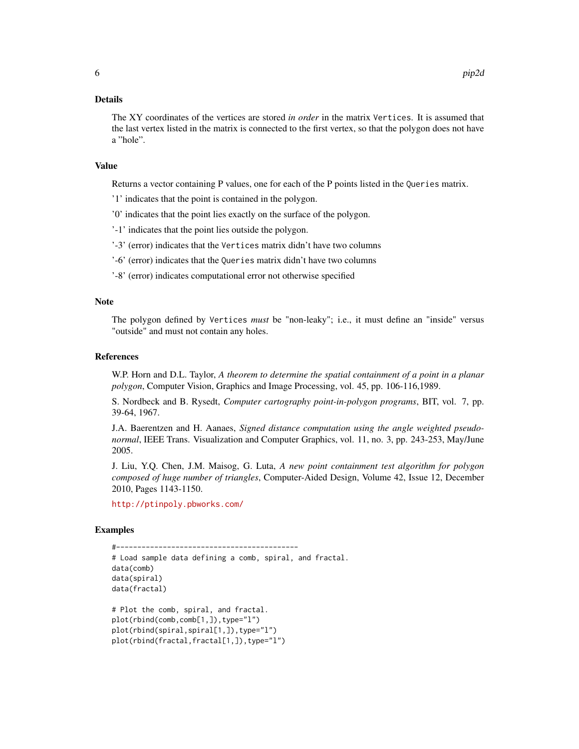## Details

The XY coordinates of the vertices are stored *in order* in the matrix `Vertices`. It is assumed that the last vertex listed in the matrix is connected to the first vertex, so that the polygon does not have a "hole".

## Value

Returns a vector containing P values, one for each of the P points listed in the `Queries` matrix.

'1' indicates that the point is contained in the polygon.

'0' indicates that the point lies exactly on the surface of the polygon.

'-1' indicates that the point lies outside the polygon.

'-3' (error) indicates that the `Vertices` matrix didn't have two columns

'-6' (error) indicates that the `Queries` matrix didn't have two columns

'-8' (error) indicates computational error not otherwise specified

## Note

The polygon defined by `Vertices` *must* be "non-leaky"; i.e., it must define an "inside" versus "outside" and must not contain any holes.

## References

W.P. Horn and D.L. Taylor, *A theorem to determine the spatial containment of a point in a planar polygon*, Computer Vision, Graphics and Image Processing, vol. 45, pp. 106-116,1989.

S. Nordbeck and B. Rysedt, *Computer cartography point-in-polygon programs*, BIT, vol. 7, pp. 39-64, 1967.

J.A. Baerentzen and H. Aanaes, *Signed distance computation using the angle weighted pseudo-normal*, IEEE Trans. Visualization and Computer Graphics, vol. 11, no. 3, pp. 243-253, May/June 2005.

J. Liu, Y.Q. Chen, J.M. Maisog, G. Luta, *A new point containment test algorithm for polygon composed of huge number of triangles*, Computer-Aided Design, Volume 42, Issue 12, December 2010, Pages 1143-1150.

http://ptinpoly.pbworks.com/

## Examples

```
#-------------------------------------------
# Load sample data defining a comb, spiral, and fractal.
data(comb)
data(spiral)
data(fractal)

# Plot the comb, spiral, and fractal.
plot(rbind(comb,comb[1,]),type="l")
plot(rbind(spiral,spiral[1,]),type="l")
plot(rbind(fractal,fractal[1,]),type="l")
```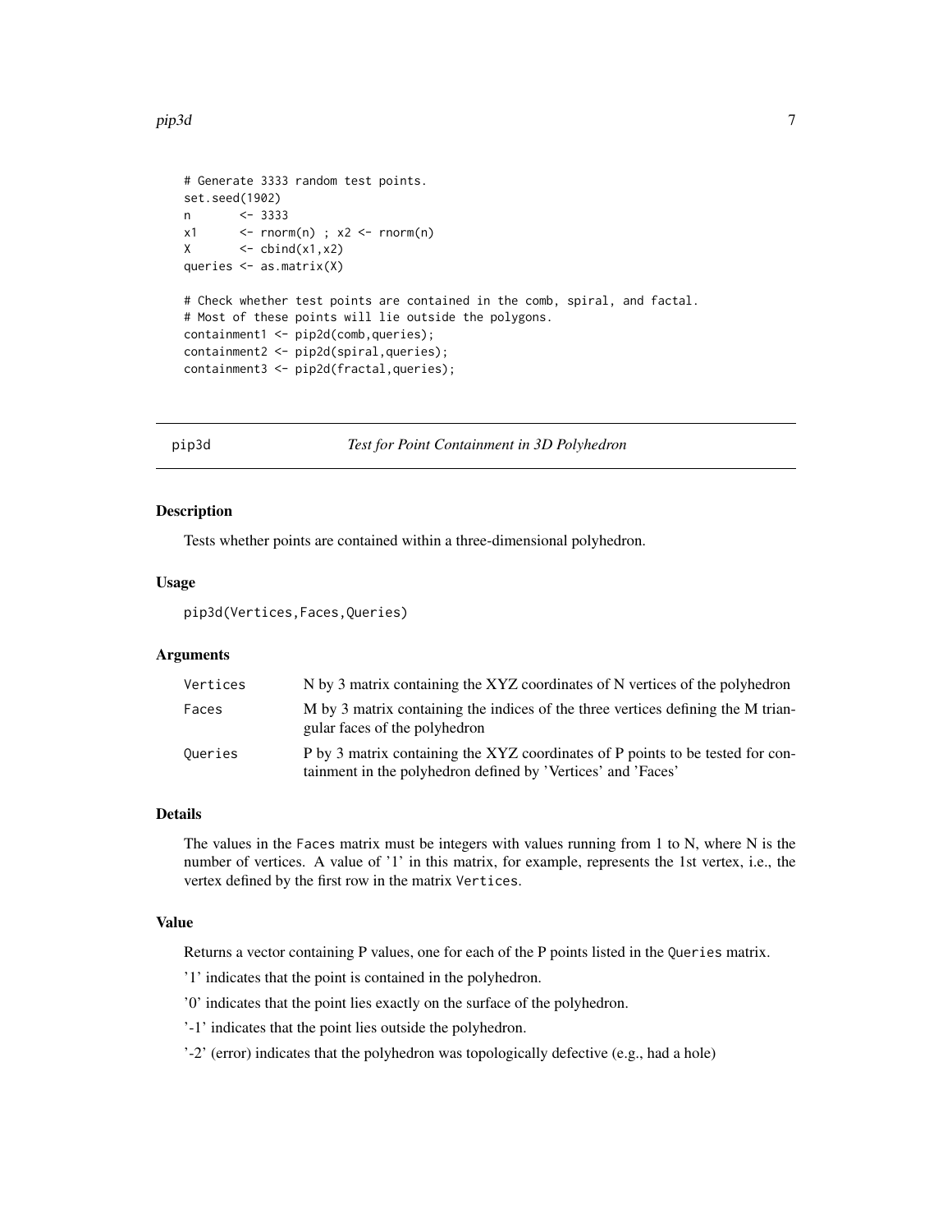```
# Generate 3333 random test points.
set.seed(1902)
n       <- 3333
x1      <- rnorm(n) ; x2 <- rnorm(n)
X       <- cbind(x1,x2)
queries <- as.matrix(X)

# Check whether test points are contained in the comb, spiral, and factal.
# Most of these points will lie outside the polygons.
containment1 <- pip2d(comb,queries);
containment2 <- pip2d(spiral,queries);
containment3 <- pip2d(fractal,queries);
```

## pip3d — *Test for Point Containment in 3D Polyhedron*

### Description

Tests whether points are contained within a three-dimensional polyhedron.

### Usage

```
pip3d(Vertices,Faces,Queries)
```

### Arguments

| | |
|---|---|
| Vertices | N by 3 matrix containing the XYZ coordinates of N vertices of the polyhedron |
| Faces | M by 3 matrix containing the indices of the three vertices defining the M triangular faces of the polyhedron |
| Queries | P by 3 matrix containing the XYZ coordinates of P points to be tested for containment in the polyhedron defined by 'Vertices' and 'Faces' |

### Details

The values in the `Faces` matrix must be integers with values running from 1 to N, where N is the number of vertices. A value of '1' in this matrix, for example, represents the 1st vertex, i.e., the vertex defined by the first row in the matrix `Vertices`.

### Value

Returns a vector containing P values, one for each of the P points listed in the `Queries` matrix.

'1' indicates that the point is contained in the polyhedron.

'0' indicates that the point lies exactly on the surface of the polyhedron.

'-1' indicates that the point lies outside the polyhedron.

'-2' (error) indicates that the polyhedron was topologically defective (e.g., had a hole)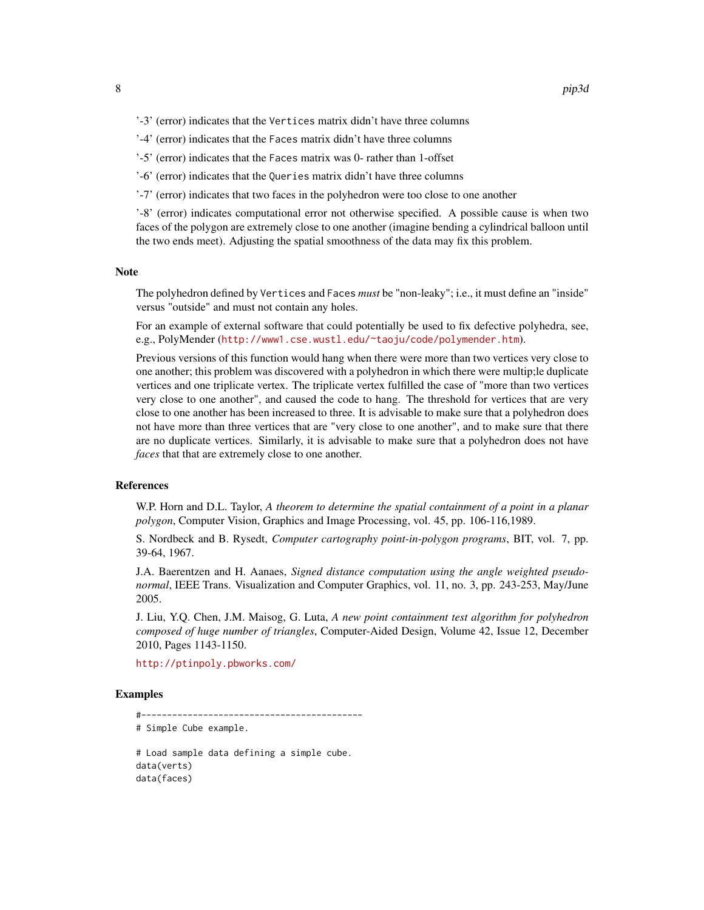'-3' (error) indicates that the `Vertices` matrix didn't have three columns

'-4' (error) indicates that the `Faces` matrix didn't have three columns

'-5' (error) indicates that the `Faces` matrix was 0- rather than 1-offset

'-6' (error) indicates that the `Queries` matrix didn't have three columns

'-7' (error) indicates that two faces in the polyhedron were too close to one another

'-8' (error) indicates computational error not otherwise specified. A possible cause is when two faces of the polygon are extremely close to one another (imagine bending a cylindrical balloon until the two ends meet). Adjusting the spatial smoothness of the data may fix this problem.

## Note

The polyhedron defined by `Vertices` and `Faces` *must* be "non-leaky"; i.e., it must define an "inside" versus "outside" and must not contain any holes.

For an example of external software that could potentially be used to fix defective polyhedra, see, e.g., PolyMender (http://www1.cse.wustl.edu/~taoju/code/polymender.htm).

Previous versions of this function would hang when there were more than two vertices very close to one another; this problem was discovered with a polyhedron in which there were multip;le duplicate vertices and one triplicate vertex. The triplicate vertex fulfilled the case of "more than two vertices very close to one another", and caused the code to hang. The threshold for vertices that are very close to one another has been increased to three. It is advisable to make sure that a polyhedron does not have more than three vertices that are "very close to one another", and to make sure that there are no duplicate vertices. Similarly, it is advisable to make sure that a polyhedron does not have *faces* that that are extremely close to one another.

## References

W.P. Horn and D.L. Taylor, *A theorem to determine the spatial containment of a point in a planar polygon*, Computer Vision, Graphics and Image Processing, vol. 45, pp. 106-116,1989.

S. Nordbeck and B. Rysedt, *Computer cartography point-in-polygon programs*, BIT, vol. 7, pp. 39-64, 1967.

J.A. Baerentzen and H. Aanaes, *Signed distance computation using the angle weighted pseudo-normal*, IEEE Trans. Visualization and Computer Graphics, vol. 11, no. 3, pp. 243-253, May/June 2005.

J. Liu, Y.Q. Chen, J.M. Maisog, G. Luta, *A new point containment test algorithm for polyhedron composed of huge number of triangles*, Computer-Aided Design, Volume 42, Issue 12, December 2010, Pages 1143-1150.

http://ptinpoly.pbworks.com/

## Examples

```
#-------------------------------------------
# Simple Cube example.

# Load sample data defining a simple cube.
data(verts)
data(faces)
```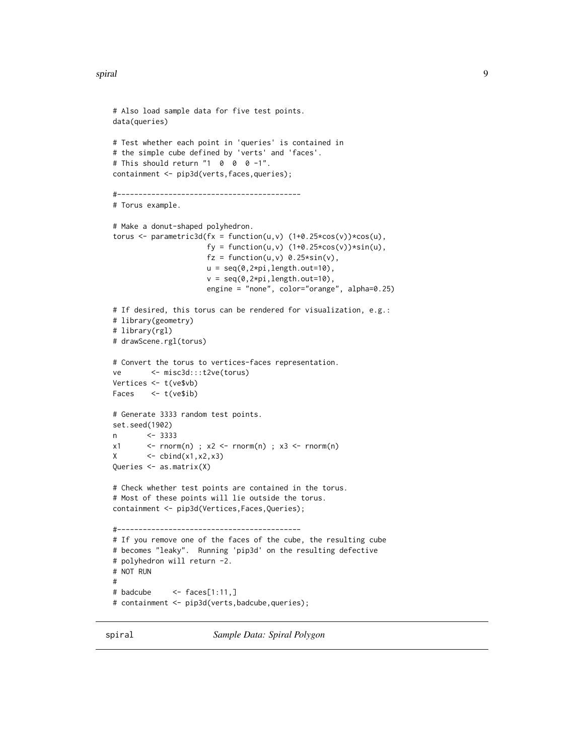```
# Also load sample data for five test points.
data(queries)

# Test whether each point in 'queries' is contained in
# the simple cube defined by 'verts' and 'faces'.
# This should return "1  0  0  0 -1".
containment <- pip3d(verts,faces,queries);

#-------------------------------------------
# Torus example.

# Make a donut-shaped polyhedron.
torus <- parametric3d(fx = function(u,v) (1+0.25*cos(v))*cos(u),
                      fy = function(u,v) (1+0.25*cos(v))*sin(u),
                      fz = function(u,v) 0.25*sin(v),
                      u = seq(0,2*pi,length.out=10),
                      v = seq(0,2*pi,length.out=10),
                      engine = "none", color="orange", alpha=0.25)

# If desired, this torus can be rendered for visualization, e.g.:
# library(geometry)
# library(rgl)
# drawScene.rgl(torus)

# Convert the torus to vertices-faces representation.
ve       <- misc3d:::t2ve(torus)
Vertices <- t(ve$vb)
Faces    <- t(ve$ib)

# Generate 3333 random test points.
set.seed(1902)
n       <- 3333
x1      <- rnorm(n) ; x2 <- rnorm(n) ; x3 <- rnorm(n)
X       <- cbind(x1,x2,x3)
Queries <- as.matrix(X)

# Check whether test points are contained in the torus.
# Most of these points will lie outside the torus.
containment <- pip3d(Vertices,Faces,Queries);

#-------------------------------------------
# If you remove one of the faces of the cube, the resulting cube
# becomes "leaky".  Running 'pip3d' on the resulting defective
# polyhedron will return -2.
# NOT RUN
#
# badcube     <- faces[1:11,]
# containment <- pip3d(verts,badcube,queries);
```

## spiral *Sample Data: Spiral Polygon*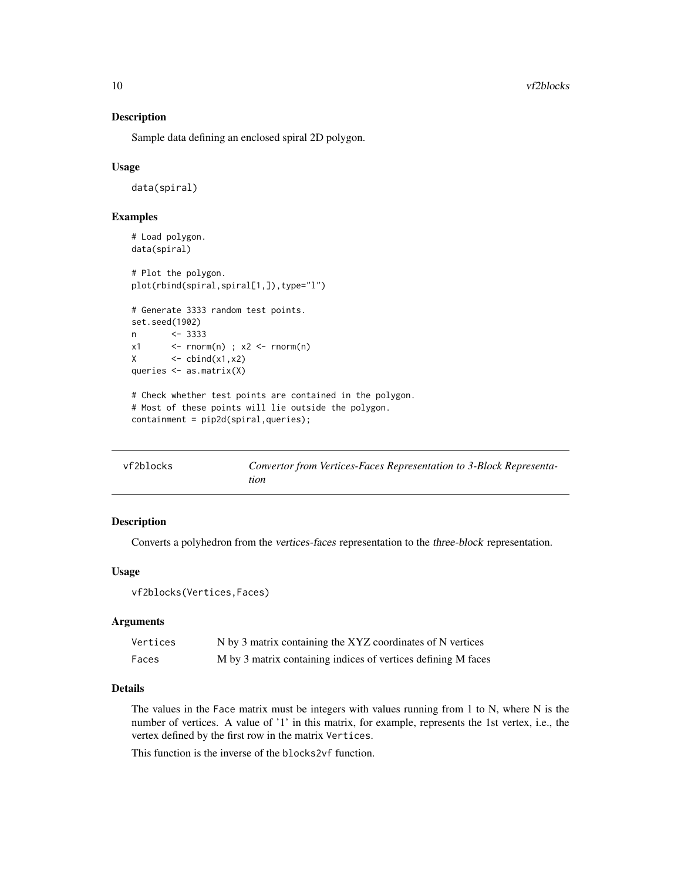### Description

Sample data defining an enclosed spiral 2D polygon.

### Usage

```
data(spiral)
```

### Examples

```
# Load polygon.
data(spiral)

# Plot the polygon.
plot(rbind(spiral,spiral[1,]),type="l")

# Generate 3333 random test points.
set.seed(1902)
n       <- 3333
x1      <- rnorm(n) ; x2 <- rnorm(n)
X       <- cbind(x1,x2)
queries <- as.matrix(X)

# Check whether test points are contained in the polygon.
# Most of these points will lie outside the polygon.
containment = pip2d(spiral,queries);
```

---

## vf2blocks — *Convertor from Vertices-Faces Representation to 3-Block Representation*

### Description

Converts a polyhedron from the *vertices-faces* representation to the *three-block* representation.

### Usage

```
vf2blocks(Vertices,Faces)
```

### Arguments

| | |
|---|---|
| `Vertices` | N by 3 matrix containing the XYZ coordinates of N vertices |
| `Faces` | M by 3 matrix containing indices of vertices defining M faces |

### Details

The values in the `Face` matrix must be integers with values running from 1 to N, where N is the number of vertices. A value of '1' in this matrix, for example, represents the 1st vertex, i.e., the vertex defined by the first row in the matrix `Vertices`.

This function is the inverse of the `blocks2vf` function.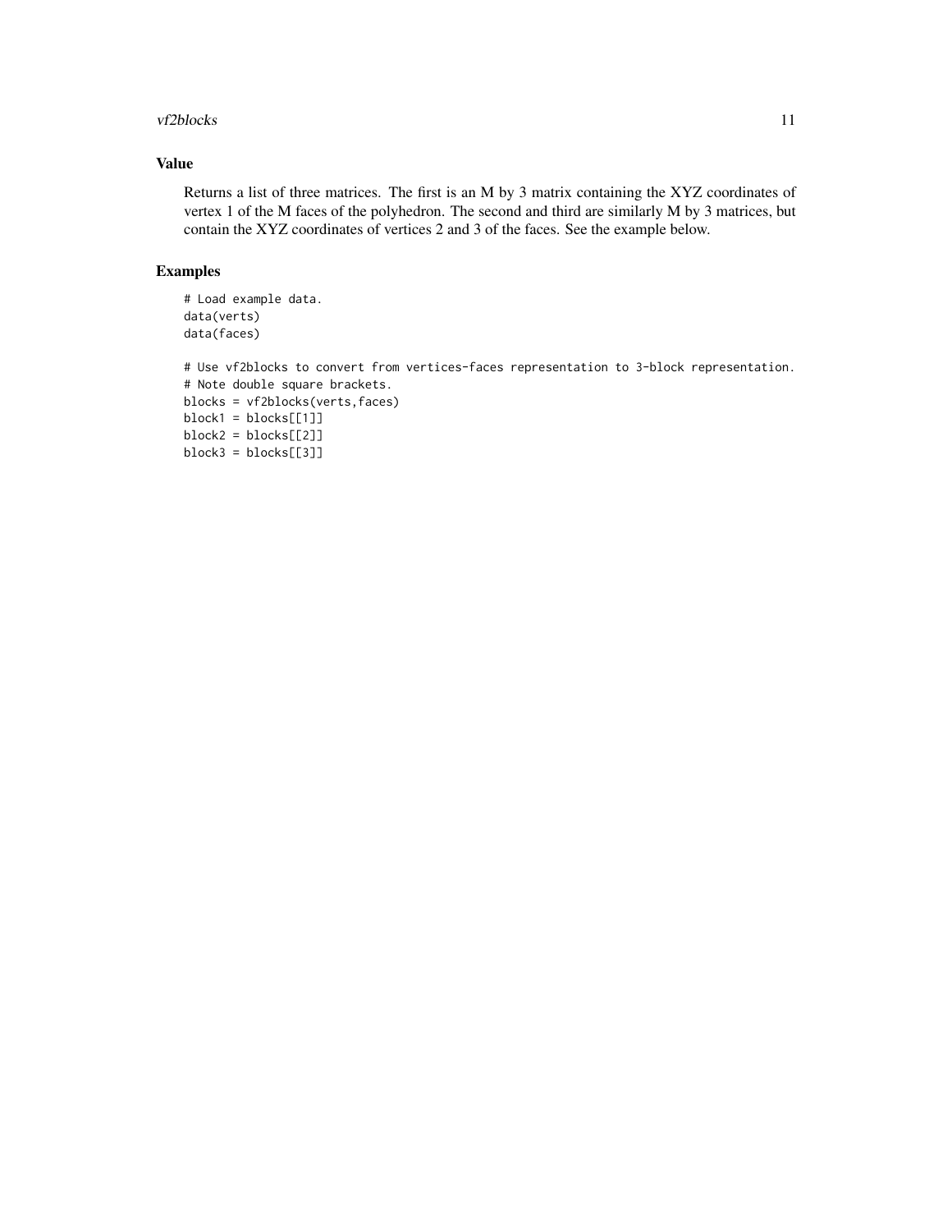## Value

Returns a list of three matrices. The first is an M by 3 matrix containing the XYZ coordinates of vertex 1 of the M faces of the polyhedron. The second and third are similarly M by 3 matrices, but contain the XYZ coordinates of vertices 2 and 3 of the faces. See the example below.

## Examples

```
# Load example data.
data(verts)
data(faces)

# Use vf2blocks to convert from vertices-faces representation to 3-block representation.
# Note double square brackets.
blocks = vf2blocks(verts,faces)
block1 = blocks[[1]]
block2 = blocks[[2]]
block3 = blocks[[3]]
```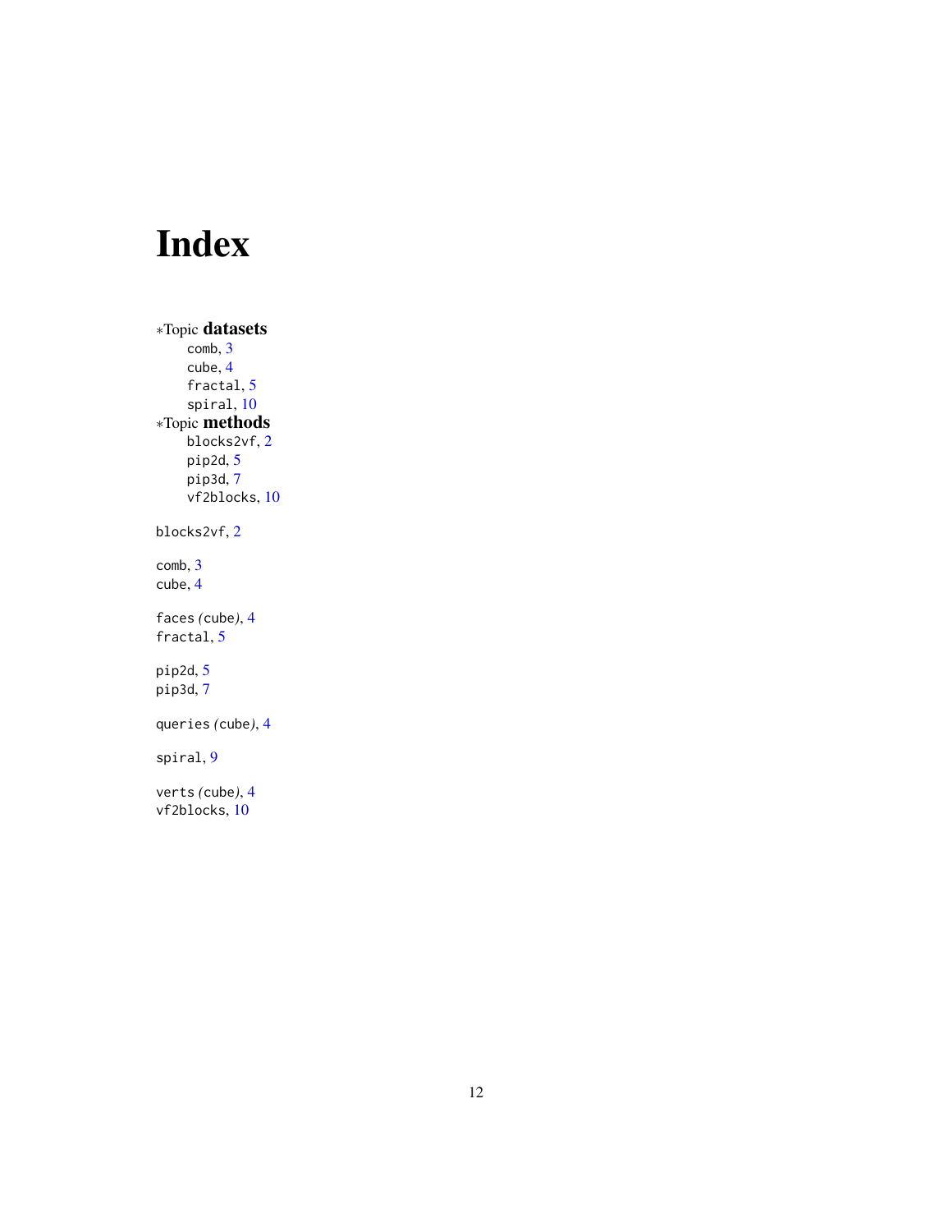# Index

∗Topic **datasets**

- comb, 3
- cube, 4
- fractal, 5
- spiral, 10

∗Topic **methods**

- blocks2vf, 2
- pip2d, 5
- pip3d, 7
- vf2blocks, 10

blocks2vf, 2

comb, 3
cube, 4

faces *(cube)*, 4
fractal, 5

pip2d, 5
pip3d, 7

queries *(cube)*, 4

spiral, 9

verts *(cube)*, 4
vf2blocks, 10